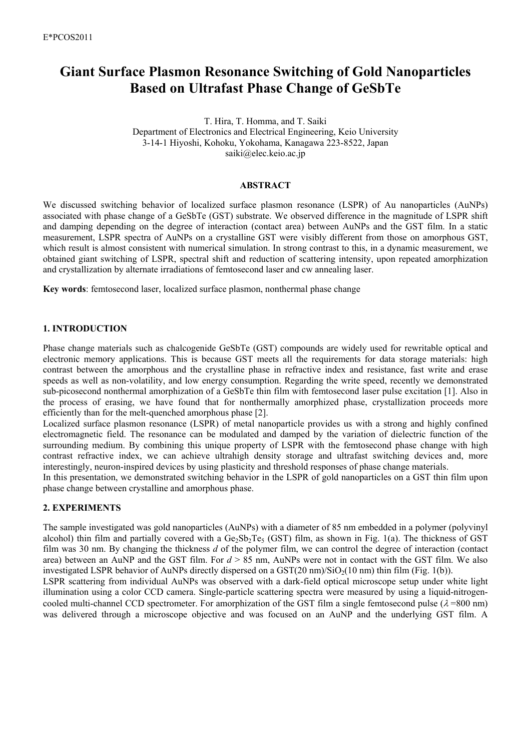# Giant Surface Plasmon Resonance Switching of Gold Nanoparticles Based on Ultrafast Phase Change of GeSbTe

T. Hira, T. Homma, and T. Saiki
Department of Electronics and Electrical Engineering, Keio University
3-14-1 Hiyoshi, Kohoku, Yokohama, Kanagawa 223-8522, Japan
saiki@elec.keio.ac.jp

### ABSTRACT

We discussed switching behavior of localized surface plasmon resonance (LSPR) of Au nanoparticles (AuNPs) associated with phase change of a GeSbTe (GST) substrate. We observed difference in the magnitude of LSPR shift and damping depending on the degree of interaction (contact area) between AuNPs and the GST film. In a static measurement, LSPR spectra of AuNPs on a crystalline GST were visibly different from those on amorphous GST, which result is almost consistent with numerical simulation. In strong contrast to this, in a dynamic measurement, we obtained giant switching of LSPR, spectral shift and reduction of scattering intensity, upon repeated amorphization and crystallization by alternate irradiations of femtosecond laser and cw annealing laser.

**Key words**: femtosecond laser, localized surface plasmon, nonthermal phase change

## 1. INTRODUCTION

Phase change materials such as chalcogenide GeSbTe (GST) compounds are widely used for rewritable optical and electronic memory applications. This is because GST meets all the requirements for data storage materials: high contrast between the amorphous and the crystalline phase in refractive index and resistance, fast write and erase speeds as well as non-volatility, and low energy consumption. Regarding the write speed, recently we demonstrated sub-picosecond nonthermal amorphization of a GeSbTe thin film with femtosecond laser pulse excitation [1]. Also in the process of erasing, we have found that for nonthermally amorphized phase, crystallization proceeds more efficiently than for the melt-quenched amorphous phase [2].

Localized surface plasmon resonance (LSPR) of metal nanoparticle provides us with a strong and highly confined electromagnetic field. The resonance can be modulated and damped by the variation of dielectric function of the surrounding medium. By combining this unique property of LSPR with the femtosecond phase change with high contrast refractive index, we can achieve ultrahigh density storage and ultrafast switching devices and, more interestingly, neuron-inspired devices by using plasticity and threshold responses of phase change materials.

In this presentation, we demonstrated switching behavior in the LSPR of gold nanoparticles on a GST thin film upon phase change between crystalline and amorphous phase.

## 2. EXPERIMENTS

The sample investigated was gold nanoparticles (AuNPs) with a diameter of 85 nm embedded in a polymer (polyvinyl alcohol) thin film and partially covered with a $Ge_2Sb_2Te_5$ (GST) film, as shown in Fig. 1(a). The thickness of GST film was 30 nm. By changing the thickness $d$ of the polymer film, we can control the degree of interaction (contact area) between an AuNP and the GST film. For $d > 85$ nm, AuNPs were not in contact with the GST film. We also investigated LSPR behavior of AuNPs directly dispersed on a GST(20 nm)/$SiO_2$(10 nm) thin film (Fig. 1(b)).

LSPR scattering from individual AuNPs was observed with a dark-field optical microscope setup under white light illumination using a color CCD camera. Single-particle scattering spectra were measured by using a liquid-nitrogen-cooled multi-channel CCD spectrometer. For amorphization of the GST film a single femtosecond pulse ($\lambda = 800$ nm) was delivered through a microscope objective and was focused on an AuNP and the underlying GST film. A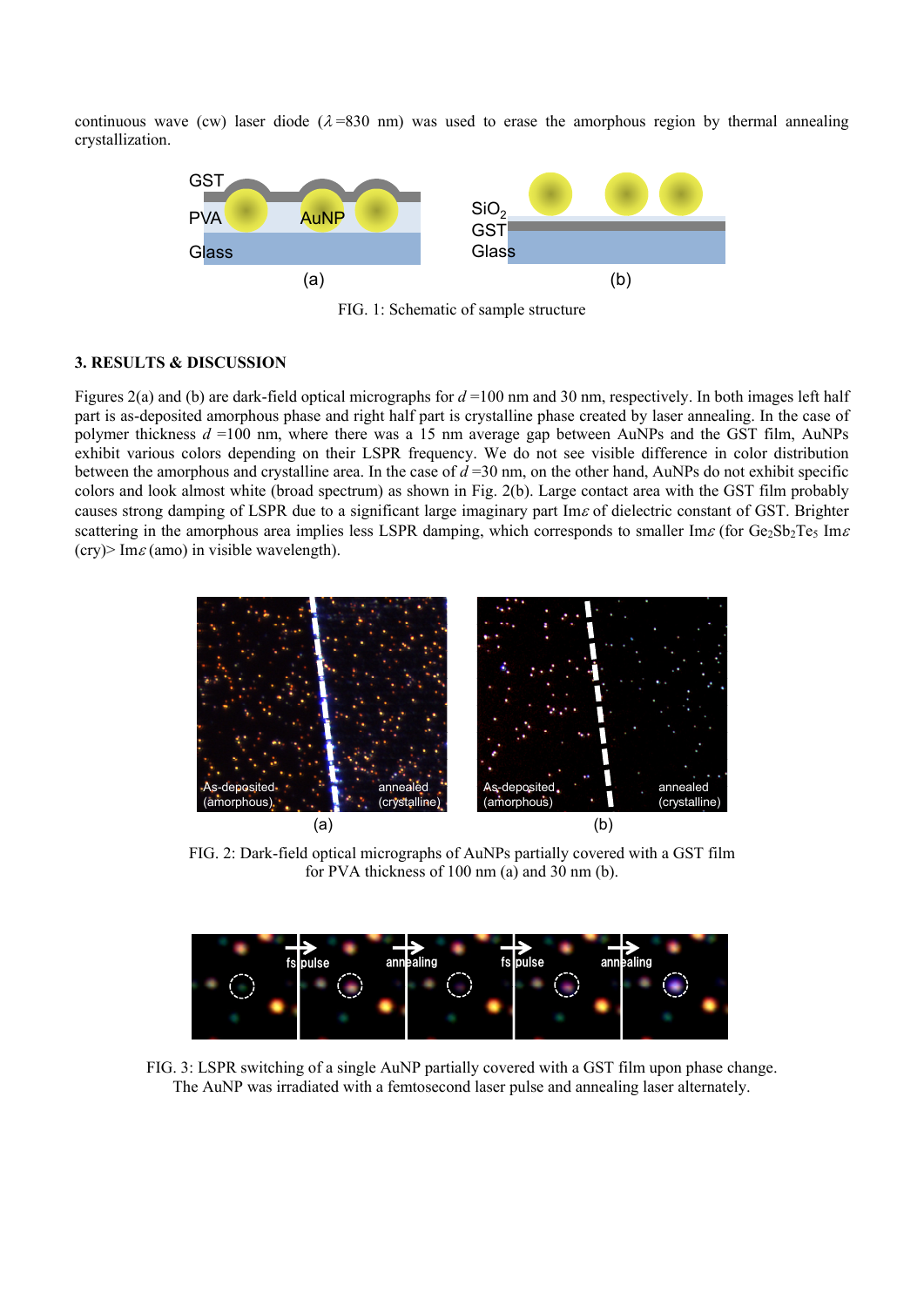continuous wave (cw) laser diode ($\lambda$ =830 nm) was used to erase the amorphous region by thermal annealing crystallization.

GST

PVA

AuNP

Glass

(a)

$SiO_2$

GST

Glass

(b)

FIG. 1: Schematic of sample structure

### 3. RESULTS & DISCUSSION

Figures 2(a) and (b) are dark-field optical micrographs for $d$ =100 nm and 30 nm, respectively. In both images left half part is as-deposited amorphous phase and right half part is crystalline phase created by laser annealing. In the case of polymer thickness $d$ =100 nm, where there was a 15 nm average gap between AuNPs and the GST film, AuNPs exhibit various colors depending on their LSPR frequency. We do not see visible difference in color distribution between the amorphous and crystalline area. In the case of $d$ =30 nm, on the other hand, AuNPs do not exhibit specific colors and look almost white (broad spectrum) as shown in Fig. 2(b). Large contact area with the GST film probably causes strong damping of LSPR due to a significant large imaginary part Im$\varepsilon$ of dielectric constant of GST. Brighter scattering in the amorphous area implies less LSPR damping, which corresponds to smaller Im$\varepsilon$ (for $Ge_2Sb_2Te_5$ Im$\varepsilon$ (cry)> Im$\varepsilon$ (amo) in visible wavelength).

As-deposited (amorphous)

annealed (crystalline)

(a)

As-deposited (amorphous)

annealed (crystalline)

(b)

FIG. 2: Dark-field optical micrographs of AuNPs partially covered with a GST film for PVA thickness of 100 nm (a) and 30 nm (b).

fs pulse

annealing

fs pulse

annealing

FIG. 3: LSPR switching of a single AuNP partially covered with a GST film upon phase change. The AuNP was irradiated with a femtosecond laser pulse and annealing laser alternately.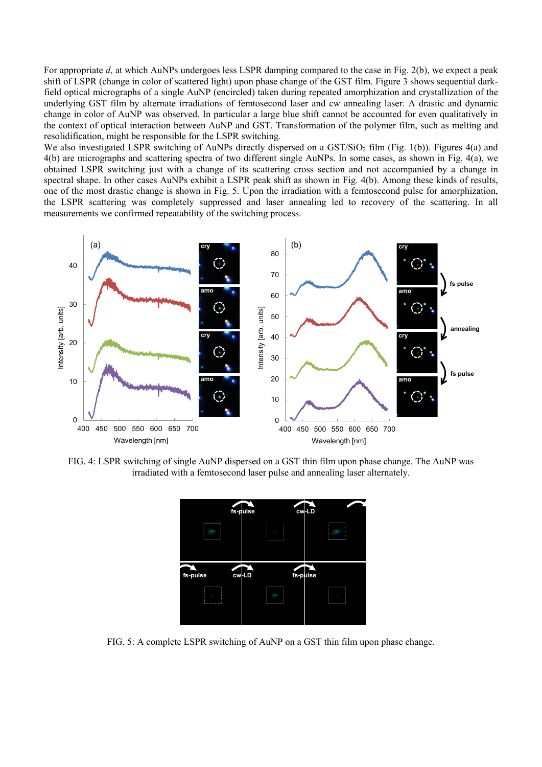For appropriate *d*, at which AuNPs undergoes less LSPR damping compared to the case in Fig. 2(b), we expect a peak shift of LSPR (change in color of scattered light) upon phase change of the GST film. Figure 3 shows sequential dark-field optical micrographs of a single AuNP (encircled) taken during repeated amorphization and crystallization of the underlying GST film by alternate irradiations of femtosecond laser and cw annealing laser. A drastic and dynamic change in color of AuNP was observed. In particular a large blue shift cannot be accounted for even qualitatively in the context of optical interaction between AuNP and GST. Transformation of the polymer film, such as melting and resolidification, might be responsible for the LSPR switching.

We also investigated LSPR switching of AuNPs directly dispersed on a GST/$SiO_2$ film (Fig. 1(b)). Figures 4(a) and 4(b) are micrographs and scattering spectra of two different single AuNPs. In some cases, as shown in Fig. 4(a), we obtained LSPR switching just with a change of its scattering cross section and not accompanied by a change in spectral shape. In other cases AuNPs exhibit a LSPR peak shift as shown in Fig. 4(b). Among these kinds of results, one of the most drastic change is shown in Fig. 5. Upon the irradiation with a femtosecond pulse for amorphization, the LSPR scattering was completely suppressed and laser annealing led to recovery of the scattering. In all measurements we confirmed repeatability of the switching process.

(a)
Intensity [arb. units]
0
10
20
30
40
400 450 500 550 600 650 700
Wavelength [nm]
cry
amo
cry
amo

(b)
Intensity [arb. units]
0
10
20
30
40
50
60
70
80
400 450 500 550 600 650 700
Wavelength [nm]
cry
fs pulse
amo
annealing
cry
fs pulse
amo

FIG. 4: LSPR switching of single AuNP dispersed on a GST thin film upon phase change. The AuNP was irradiated with a femtosecond laser pulse and annealing laser alternately.

fs-pulse
cw-LD
fs-pulse
cw-LD
fs-pulse

FIG. 5: A complete LSPR switching of AuNP on a GST thin film upon phase change.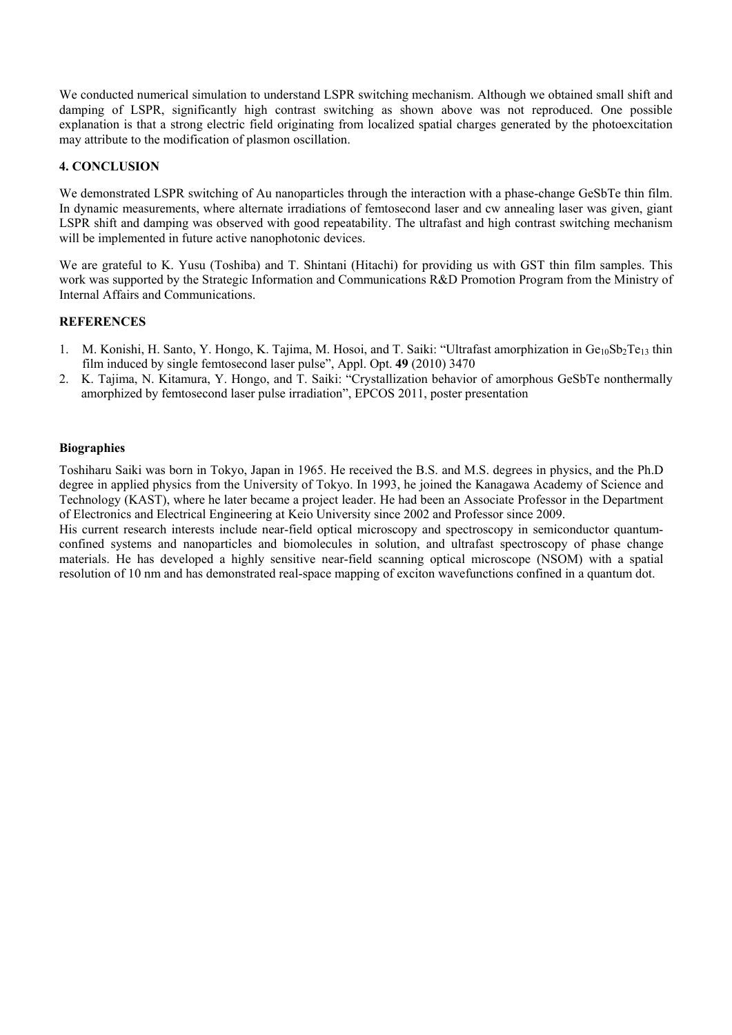We conducted numerical simulation to understand LSPR switching mechanism. Although we obtained small shift and damping of LSPR, significantly high contrast switching as shown above was not reproduced. One possible explanation is that a strong electric field originating from localized spatial charges generated by the photoexcitation may attribute to the modification of plasmon oscillation.

## 4. CONCLUSION

We demonstrated LSPR switching of Au nanoparticles through the interaction with a phase-change GeSbTe thin film. In dynamic measurements, where alternate irradiations of femtosecond laser and cw annealing laser was given, giant LSPR shift and damping was observed with good repeatability. The ultrafast and high contrast switching mechanism will be implemented in future active nanophotonic devices.

We are grateful to K. Yusu (Toshiba) and T. Shintani (Hitachi) for providing us with GST thin film samples. This work was supported by the Strategic Information and Communications R&D Promotion Program from the Ministry of Internal Affairs and Communications.

## REFERENCES

1. M. Konishi, H. Santo, Y. Hongo, K. Tajima, M. Hosoi, and T. Saiki: "Ultrafast amorphization in $Ge_{10}Sb_2Te_{13}$ thin film induced by single femtosecond laser pulse", Appl. Opt. **49** (2010) 3470
2. K. Tajima, N. Kitamura, Y. Hongo, and T. Saiki: "Crystallization behavior of amorphous GeSbTe nonthermally amorphized by femtosecond laser pulse irradiation", EPCOS 2011, poster presentation

### Biographies

Toshiharu Saiki was born in Tokyo, Japan in 1965. He received the B.S. and M.S. degrees in physics, and the Ph.D degree in applied physics from the University of Tokyo. In 1993, he joined the Kanagawa Academy of Science and Technology (KAST), where he later became a project leader. He had been an Associate Professor in the Department of Electronics and Electrical Engineering at Keio University since 2002 and Professor since 2009.
His current research interests include near-field optical microscopy and spectroscopy in semiconductor quantum-confined systems and nanoparticles and biomolecules in solution, and ultrafast spectroscopy of phase change materials. He has developed a highly sensitive near-field scanning optical microscope (NSOM) with a spatial resolution of 10 nm and has demonstrated real-space mapping of exciton wavefunctions confined in a quantum dot.